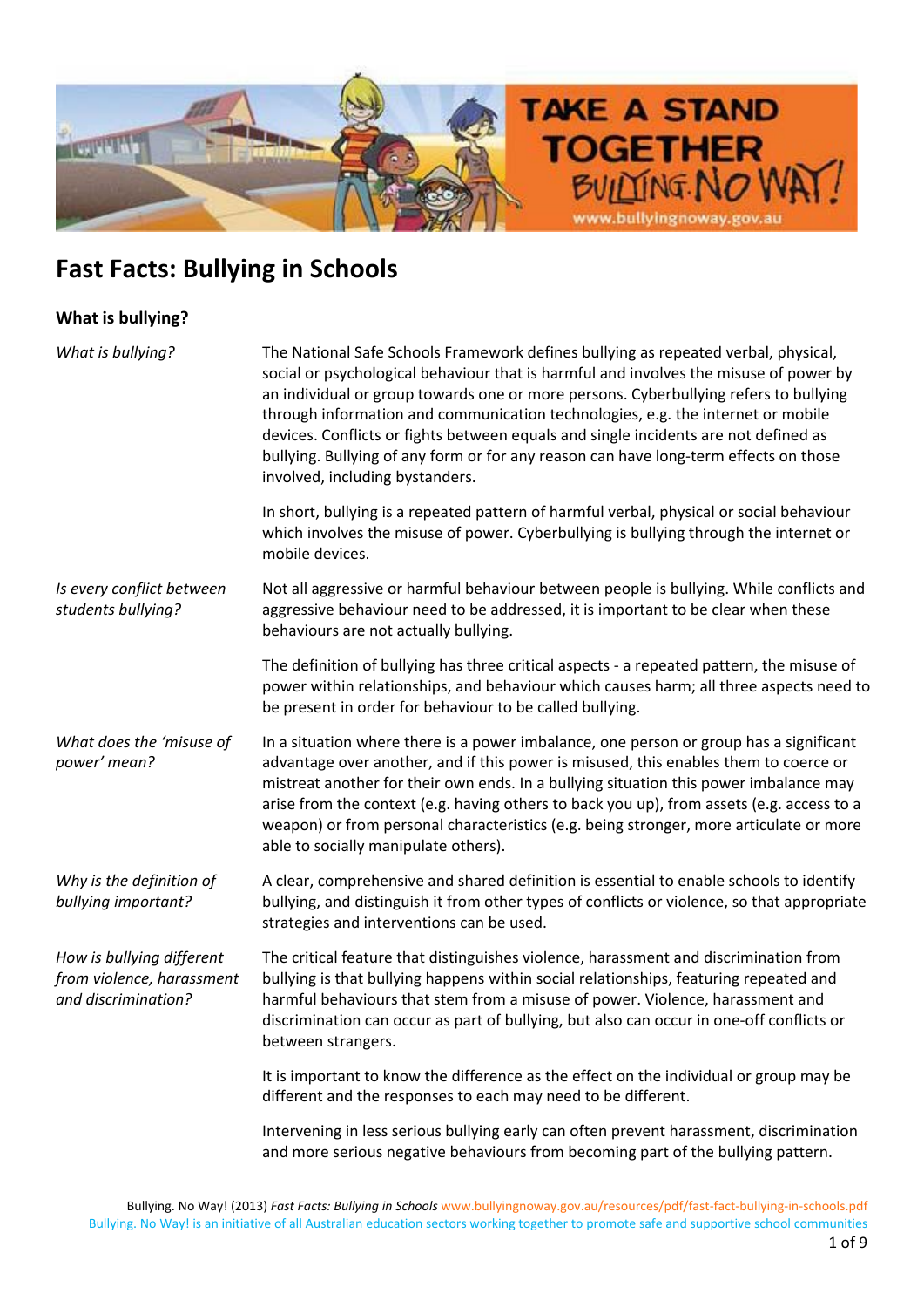# Fast Facts: Bullying in Schools

## What is bullying?

| | |
|---|---|
| *What is bullying?* | The National Safe Schools Framework defines bullying as repeated verbal, physical, social or psychological behaviour that is harmful and involves the misuse of power by an individual or group towards one or more persons. Cyberbullying refers to bullying through information and communication technologies, e.g. the internet or mobile devices. Conflicts or fights between equals and single incidents are not defined as bullying. Bullying of any form or for any reason can have long-term effects on those involved, including bystanders.<br><br>In short, bullying is a repeated pattern of harmful verbal, physical or social behaviour which involves the misuse of power. Cyberbullying is bullying through the internet or mobile devices. |
| *Is every conflict between students bullying?* | Not all aggressive or harmful behaviour between people is bullying. While conflicts and aggressive behaviour need to be addressed, it is important to be clear when these behaviours are not actually bullying.<br><br>The definition of bullying has three critical aspects - a repeated pattern, the misuse of power within relationships, and behaviour which causes harm; all three aspects need to be present in order for behaviour to be called bullying. |
| *What does the 'misuse of power' mean?* | In a situation where there is a power imbalance, one person or group has a significant advantage over another, and if this power is misused, this enables them to coerce or mistreat another for their own ends. In a bullying situation this power imbalance may arise from the context (e.g. having others to back you up), from assets (e.g. access to a weapon) or from personal characteristics (e.g. being stronger, more articulate or more able to socially manipulate others). |
| *Why is the definition of bullying important?* | A clear, comprehensive and shared definition is essential to enable schools to identify bullying, and distinguish it from other types of conflicts or violence, so that appropriate strategies and interventions can be used. |
| *How is bullying different from violence, harassment and discrimination?* | The critical feature that distinguishes violence, harassment and discrimination from bullying is that bullying happens within social relationships, featuring repeated and harmful behaviours that stem from a misuse of power. Violence, harassment and discrimination can occur as part of bullying, but also can occur in one-off conflicts or between strangers.<br><br>It is important to know the difference as the effect on the individual or group may be different and the responses to each may need to be different.<br><br>Intervening in less serious bullying early can often prevent harassment, discrimination and more serious negative behaviours from becoming part of the bullying pattern. |

Bullying. No Way! (2013) *Fast Facts: Bullying in Schools* www.bullyingnoway.gov.au/resources/pdf/fast-fact-bullying-in-schools.pdf
Bullying. No Way! is an initiative of all Australian education sectors working together to promote safe and supportive school communities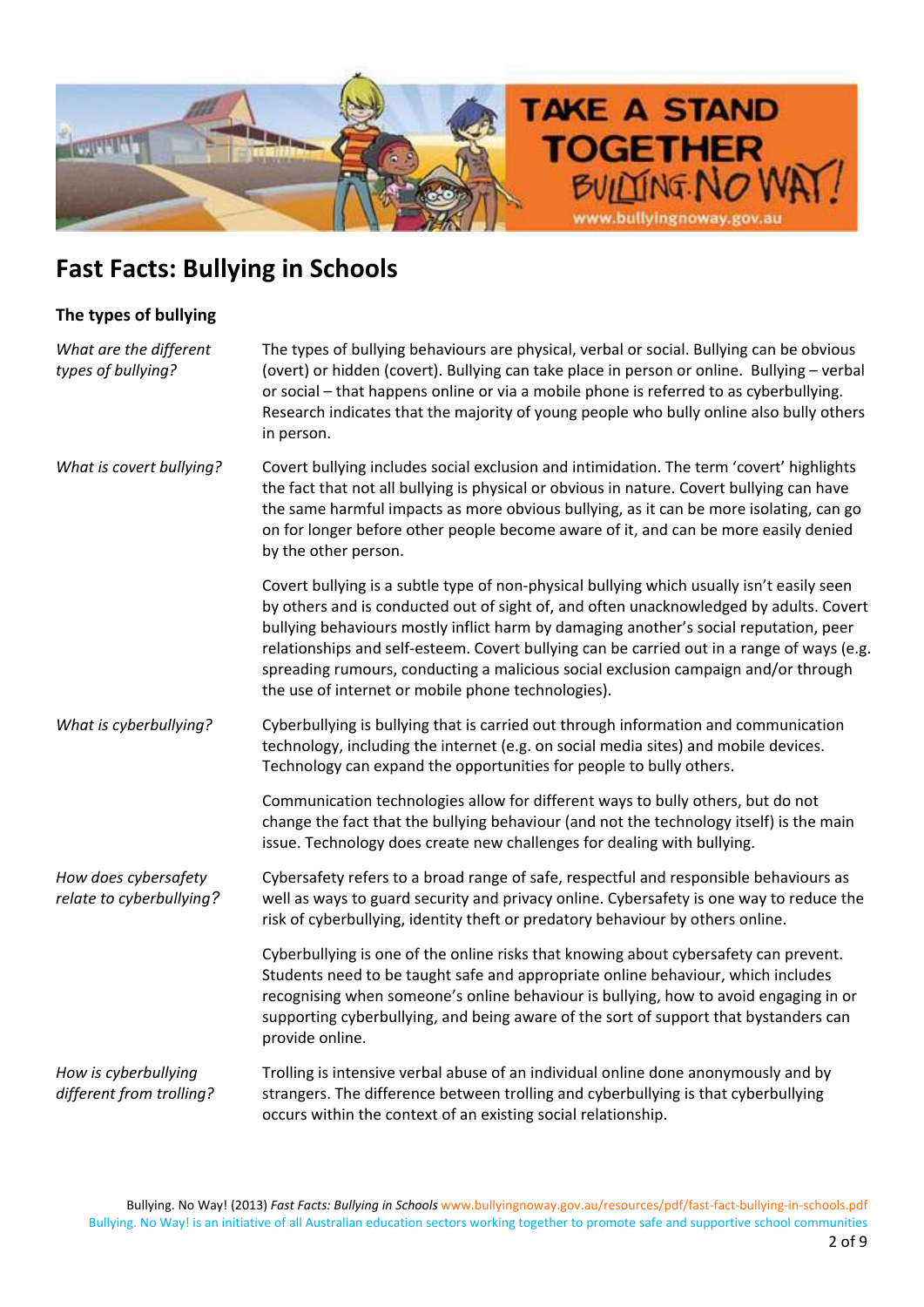# Fast Facts: Bullying in Schools

## The types of bullying

*What are the different types of bullying?*

The types of bullying behaviours are physical, verbal or social. Bullying can be obvious (overt) or hidden (covert). Bullying can take place in person or online. Bullying – verbal or social – that happens online or via a mobile phone is referred to as cyberbullying. Research indicates that the majority of young people who bully online also bully others in person.

*What is covert bullying?*

Covert bullying includes social exclusion and intimidation. The term 'covert' highlights the fact that not all bullying is physical or obvious in nature. Covert bullying can have the same harmful impacts as more obvious bullying, as it can be more isolating, can go on for longer before other people become aware of it, and can be more easily denied by the other person.

Covert bullying is a subtle type of non-physical bullying which usually isn't easily seen by others and is conducted out of sight of, and often unacknowledged by adults. Covert bullying behaviours mostly inflict harm by damaging another's social reputation, peer relationships and self-esteem. Covert bullying can be carried out in a range of ways (e.g. spreading rumours, conducting a malicious social exclusion campaign and/or through the use of internet or mobile phone technologies).

*What is cyberbullying?*

Cyberbullying is bullying that is carried out through information and communication technology, including the internet (e.g. on social media sites) and mobile devices. Technology can expand the opportunities for people to bully others.

Communication technologies allow for different ways to bully others, but do not change the fact that the bullying behaviour (and not the technology itself) is the main issue. Technology does create new challenges for dealing with bullying.

*How does cybersafety relate to cyberbullying?*

Cybersafety refers to a broad range of safe, respectful and responsible behaviours as well as ways to guard security and privacy online. Cybersafety is one way to reduce the risk of cyberbullying, identity theft or predatory behaviour by others online.

Cyberbullying is one of the online risks that knowing about cybersafety can prevent. Students need to be taught safe and appropriate online behaviour, which includes recognising when someone's online behaviour is bullying, how to avoid engaging in or supporting cyberbullying, and being aware of the sort of support that bystanders can provide online.

*How is cyberbullying different from trolling?*

Trolling is intensive verbal abuse of an individual online done anonymously and by strangers. The difference between trolling and cyberbullying is that cyberbullying occurs within the context of an existing social relationship.

Bullying. No Way! (2013) *Fast Facts: Bullying in Schools* www.bullyingnoway.gov.au/resources/pdf/fast-fact-bullying-in-schools.pdf
Bullying. No Way! is an initiative of all Australian education sectors working together to promote safe and supportive school communities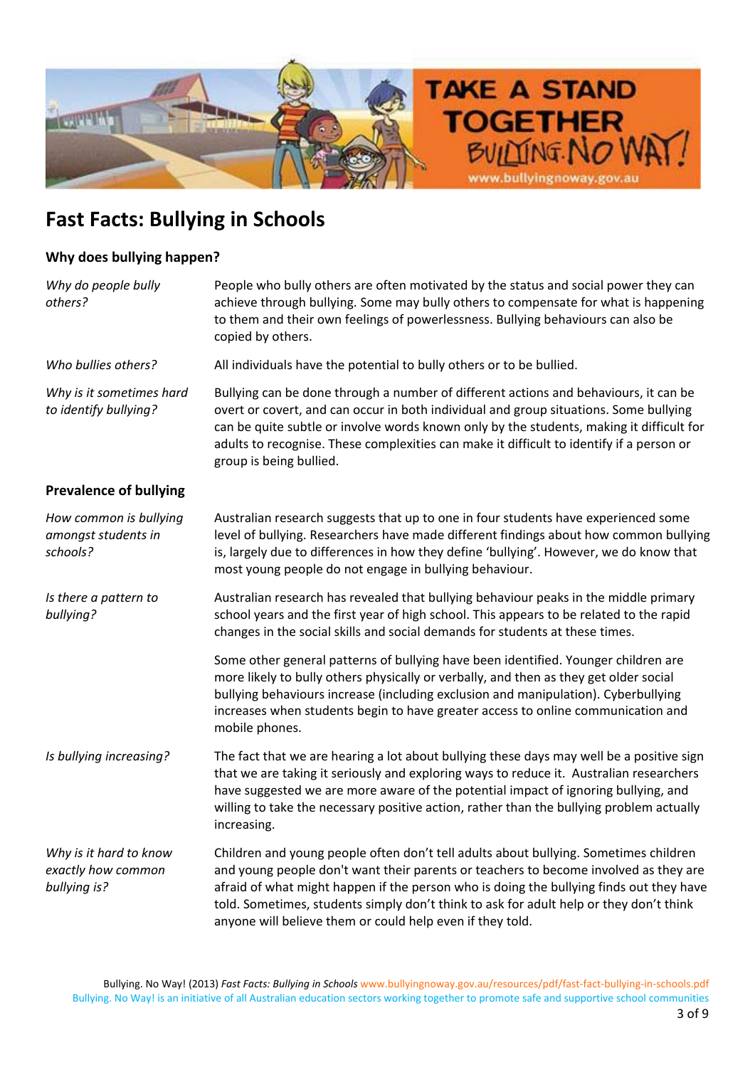# Fast Facts: Bullying in Schools

## Why does bullying happen?

*Why do people bully others?*

People who bully others are often motivated by the status and social power they can achieve through bullying. Some may bully others to compensate for what is happening to them and their own feelings of powerlessness. Bullying behaviours can also be copied by others.

*Who bullies others?*

All individuals have the potential to bully others or to be bullied.

*Why is it sometimes hard to identify bullying?*

Bullying can be done through a number of different actions and behaviours, it can be overt or covert, and can occur in both individual and group situations. Some bullying can be quite subtle or involve words known only by the students, making it difficult for adults to recognise. These complexities can make it difficult to identify if a person or group is being bullied.

## Prevalence of bullying

*How common is bullying amongst students in schools?*

Australian research suggests that up to one in four students have experienced some level of bullying. Researchers have made different findings about how common bullying is, largely due to differences in how they define 'bullying'. However, we do know that most young people do not engage in bullying behaviour.

*Is there a pattern to bullying?*

Australian research has revealed that bullying behaviour peaks in the middle primary school years and the first year of high school. This appears to be related to the rapid changes in the social skills and social demands for students at these times.

Some other general patterns of bullying have been identified. Younger children are more likely to bully others physically or verbally, and then as they get older social bullying behaviours increase (including exclusion and manipulation). Cyberbullying increases when students begin to have greater access to online communication and mobile phones.

*Is bullying increasing?*

The fact that we are hearing a lot about bullying these days may well be a positive sign that we are taking it seriously and exploring ways to reduce it. Australian researchers have suggested we are more aware of the potential impact of ignoring bullying, and willing to take the necessary positive action, rather than the bullying problem actually increasing.

*Why is it hard to know exactly how common bullying is?*

Children and young people often don't tell adults about bullying. Sometimes children and young people don't want their parents or teachers to become involved as they are afraid of what might happen if the person who is doing the bullying finds out they have told. Sometimes, students simply don't think to ask for adult help or they don't think anyone will believe them or could help even if they told.

Bullying. No Way! (2013) *Fast Facts: Bullying in Schools* www.bullyingnoway.gov.au/resources/pdf/fast-fact-bullying-in-schools.pdf
Bullying. No Way! is an initiative of all Australian education sectors working together to promote safe and supportive school communities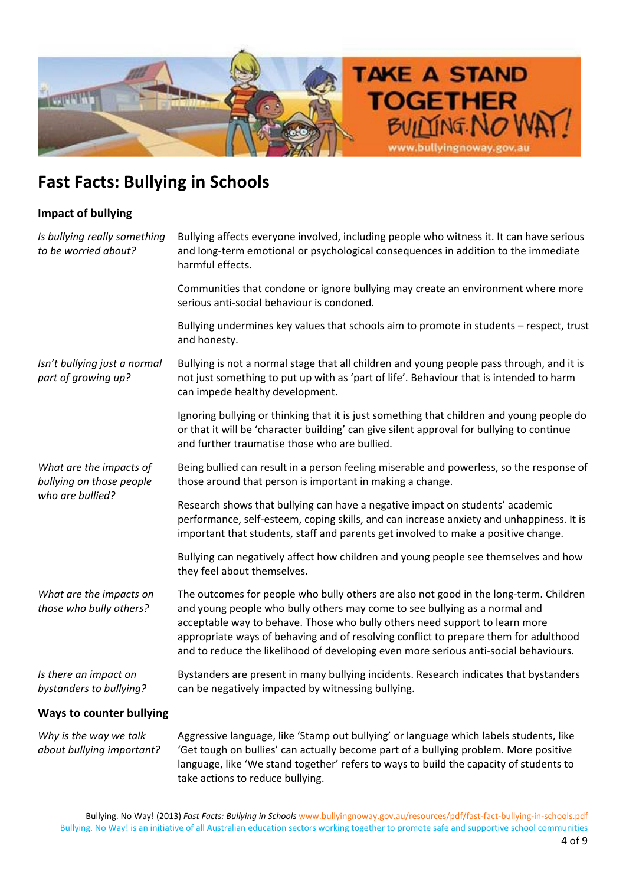# Fast Facts: Bullying in Schools

## Impact of bullying

*Is bullying really something to be worried about?*

Bullying affects everyone involved, including people who witness it. It can have serious and long-term emotional or psychological consequences in addition to the immediate harmful effects.

Communities that condone or ignore bullying may create an environment where more serious anti-social behaviour is condoned.

Bullying undermines key values that schools aim to promote in students – respect, trust and honesty.

*Isn't bullying just a normal part of growing up?*

Bullying is not a normal stage that all children and young people pass through, and it is not just something to put up with as 'part of life'. Behaviour that is intended to harm can impede healthy development.

Ignoring bullying or thinking that it is just something that children and young people do or that it will be 'character building' can give silent approval for bullying to continue and further traumatise those who are bullied.

*What are the impacts of bullying on those people who are bullied?*

Being bullied can result in a person feeling miserable and powerless, so the response of those around that person is important in making a change.

Research shows that bullying can have a negative impact on students' academic performance, self-esteem, coping skills, and can increase anxiety and unhappiness. It is important that students, staff and parents get involved to make a positive change.

Bullying can negatively affect how children and young people see themselves and how they feel about themselves.

*What are the impacts on those who bully others?*

The outcomes for people who bully others are also not good in the long-term. Children and young people who bully others may come to see bullying as a normal and acceptable way to behave. Those who bully others need support to learn more appropriate ways of behaving and of resolving conflict to prepare them for adulthood and to reduce the likelihood of developing even more serious anti-social behaviours.

*Is there an impact on bystanders to bullying?*

Bystanders are present in many bullying incidents. Research indicates that bystanders can be negatively impacted by witnessing bullying.

## Ways to counter bullying

*Why is the way we talk about bullying important?*

Aggressive language, like 'Stamp out bullying' or language which labels students, like 'Get tough on bullies' can actually become part of a bullying problem. More positive language, like 'We stand together' refers to ways to build the capacity of students to take actions to reduce bullying.

Bullying. No Way! (2013) *Fast Facts: Bullying in Schools* www.bullyingnoway.gov.au/resources/pdf/fast-fact-bullying-in-schools.pdf
Bullying. No Way! is an initiative of all Australian education sectors working together to promote safe and supportive school communities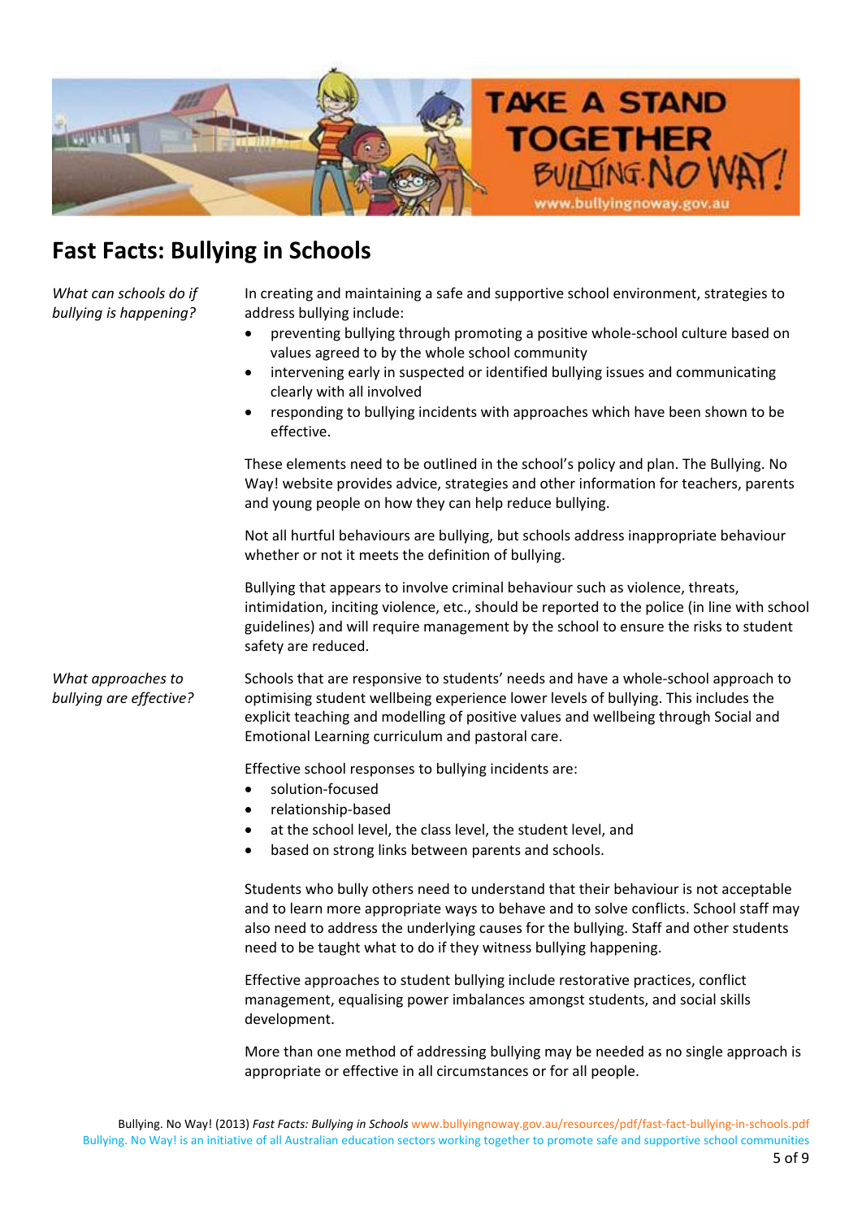## Fast Facts: Bullying in Schools

*What can schools do if bullying is happening?*

In creating and maintaining a safe and supportive school environment, strategies to address bullying include:

- preventing bullying through promoting a positive whole-school culture based on values agreed to by the whole school community
- intervening early in suspected or identified bullying issues and communicating clearly with all involved
- responding to bullying incidents with approaches which have been shown to be effective.

These elements need to be outlined in the school's policy and plan. The Bullying. No Way! website provides advice, strategies and other information for teachers, parents and young people on how they can help reduce bullying.

Not all hurtful behaviours are bullying, but schools address inappropriate behaviour whether or not it meets the definition of bullying.

Bullying that appears to involve criminal behaviour such as violence, threats, intimidation, inciting violence, etc., should be reported to the police (in line with school guidelines) and will require management by the school to ensure the risks to student safety are reduced.

*What approaches to bullying are effective?*

Schools that are responsive to students' needs and have a whole-school approach to optimising student wellbeing experience lower levels of bullying. This includes the explicit teaching and modelling of positive values and wellbeing through Social and Emotional Learning curriculum and pastoral care.

Effective school responses to bullying incidents are:

- solution-focused
- relationship-based
- at the school level, the class level, the student level, and
- based on strong links between parents and schools.

Students who bully others need to understand that their behaviour is not acceptable and to learn more appropriate ways to behave and to solve conflicts. School staff may also need to address the underlying causes for the bullying. Staff and other students need to be taught what to do if they witness bullying happening.

Effective approaches to student bullying include restorative practices, conflict management, equalising power imbalances amongst students, and social skills development.

More than one method of addressing bullying may be needed as no single approach is appropriate or effective in all circumstances or for all people.

Bullying. No Way! (2013) *Fast Facts: Bullying in Schools* www.bullyingnoway.gov.au/resources/pdf/fast-fact-bullying-in-schools.pdf
Bullying. No Way! is an initiative of all Australian education sectors working together to promote safe and supportive school communities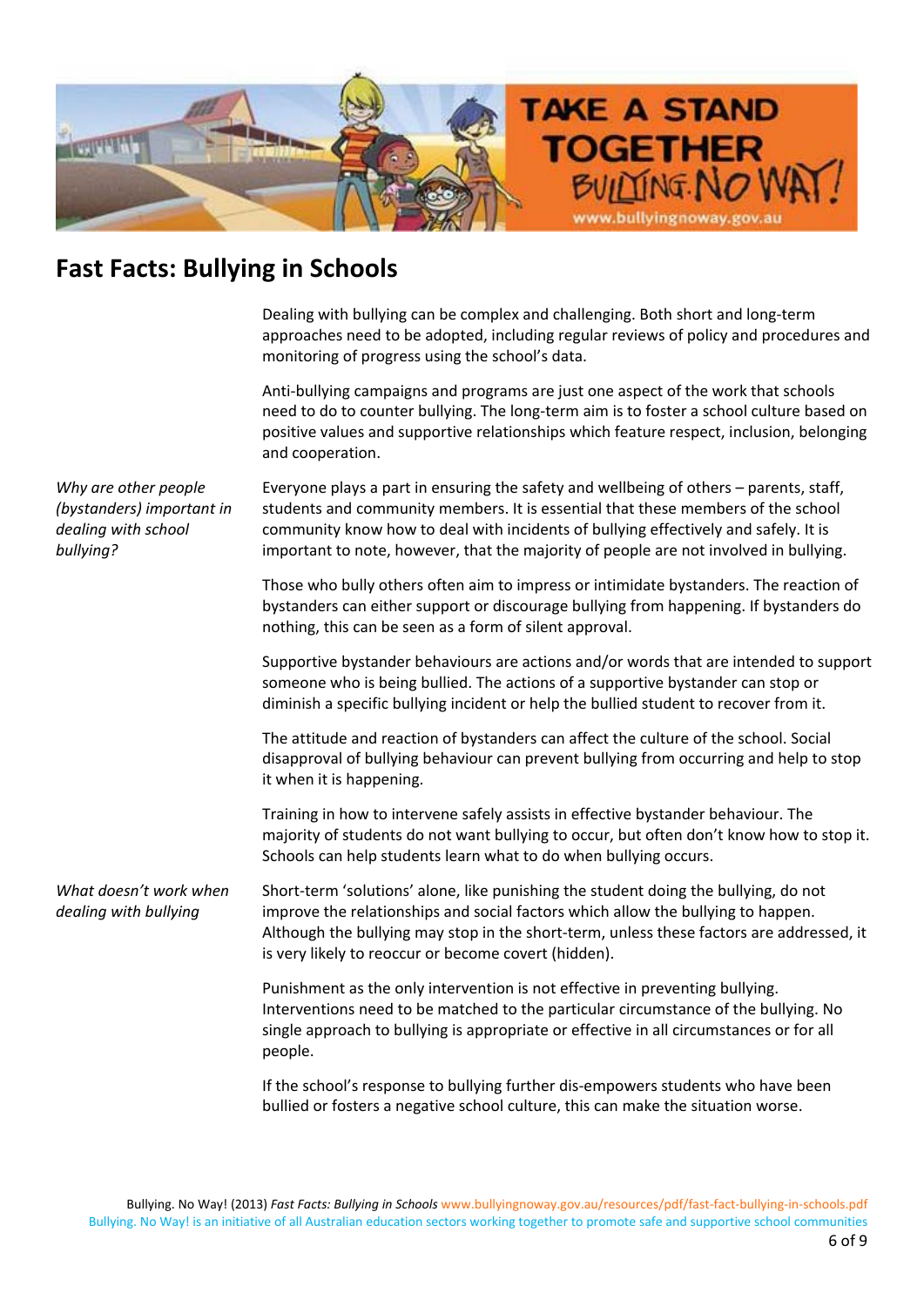## Fast Facts: Bullying in Schools

Dealing with bullying can be complex and challenging. Both short and long-term approaches need to be adopted, including regular reviews of policy and procedures and monitoring of progress using the school's data.

Anti-bullying campaigns and programs are just one aspect of the work that schools need to do to counter bullying. The long-term aim is to foster a school culture based on positive values and supportive relationships which feature respect, inclusion, belonging and cooperation.

*Why are other people (bystanders) important in dealing with school bullying?*

Everyone plays a part in ensuring the safety and wellbeing of others – parents, staff, students and community members. It is essential that these members of the school community know how to deal with incidents of bullying effectively and safely. It is important to note, however, that the majority of people are not involved in bullying.

Those who bully others often aim to impress or intimidate bystanders. The reaction of bystanders can either support or discourage bullying from happening. If bystanders do nothing, this can be seen as a form of silent approval.

Supportive bystander behaviours are actions and/or words that are intended to support someone who is being bullied. The actions of a supportive bystander can stop or diminish a specific bullying incident or help the bullied student to recover from it.

The attitude and reaction of bystanders can affect the culture of the school. Social disapproval of bullying behaviour can prevent bullying from occurring and help to stop it when it is happening.

Training in how to intervene safely assists in effective bystander behaviour. The majority of students do not want bullying to occur, but often don't know how to stop it. Schools can help students learn what to do when bullying occurs.

*What doesn't work when dealing with bullying*

Short-term 'solutions' alone, like punishing the student doing the bullying, do not improve the relationships and social factors which allow the bullying to happen. Although the bullying may stop in the short-term, unless these factors are addressed, it is very likely to reoccur or become covert (hidden).

Punishment as the only intervention is not effective in preventing bullying. Interventions need to be matched to the particular circumstance of the bullying. No single approach to bullying is appropriate or effective in all circumstances or for all people.

If the school's response to bullying further dis-empowers students who have been bullied or fosters a negative school culture, this can make the situation worse.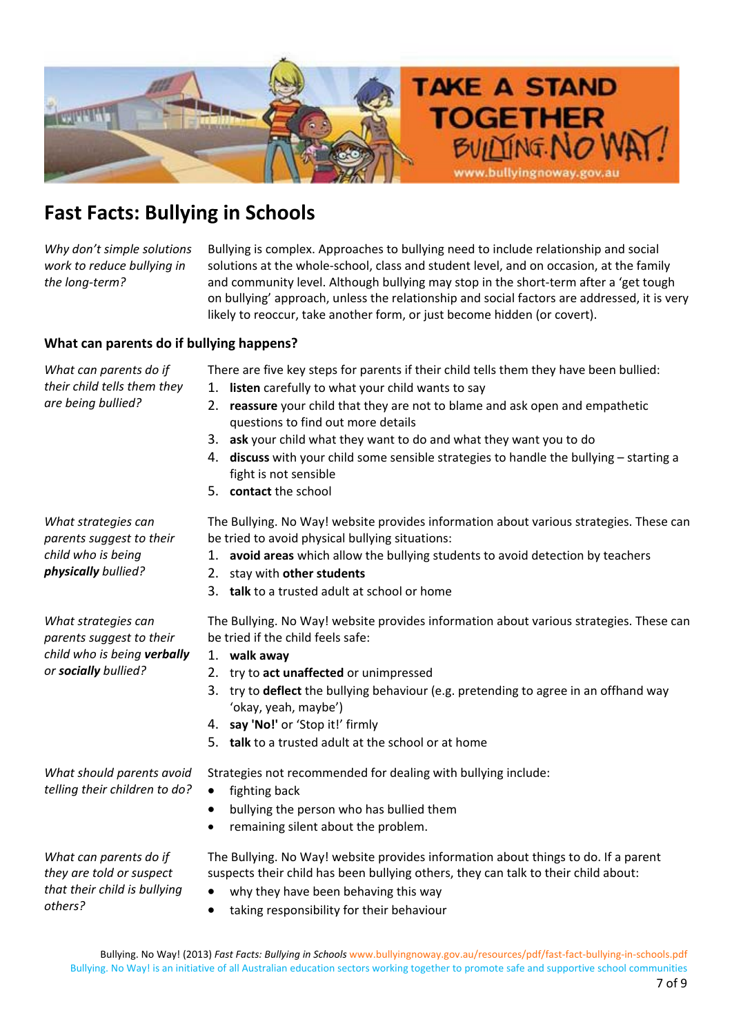# Fast Facts: Bullying in Schools

*Why don't simple solutions work to reduce bullying in the long-term?*

Bullying is complex. Approaches to bullying need to include relationship and social solutions at the whole-school, class and student level, and on occasion, at the family and community level. Although bullying may stop in the short-term after a 'get tough on bullying' approach, unless the relationship and social factors are addressed, it is very likely to reoccur, take another form, or just become hidden (or covert).

## What can parents do if bullying happens?

*What can parents do if their child tells them they are being bullied?*

There are five key steps for parents if their child tells them they have been bullied:

1. **listen** carefully to what your child wants to say
2. **reassure** your child that they are not to blame and ask open and empathetic questions to find out more details
3. **ask** your child what they want to do and what they want you to do
4. **discuss** with your child some sensible strategies to handle the bullying – starting a fight is not sensible
5. **contact** the school

*What strategies can parents suggest to their child who is being **physically** bullied?*

The Bullying. No Way! website provides information about various strategies. These can be tried to avoid physical bullying situations:

1. **avoid areas** which allow the bullying students to avoid detection by teachers
2. stay with **other students**
3. **talk** to a trusted adult at school or home

*What strategies can parents suggest to their child who is being **verbally** or **socially** bullied?*

The Bullying. No Way! website provides information about various strategies. These can be tried if the child feels safe:

1. **walk away**
2. try to **act unaffected** or unimpressed
3. try to **deflect** the bullying behaviour (e.g. pretending to agree in an offhand way 'okay, yeah, maybe')
4. **say 'No!'** or 'Stop it!' firmly
5. **talk** to a trusted adult at the school or at home

*What should parents avoid telling their children to do?*

Strategies not recommended for dealing with bullying include:

- fighting back
- bullying the person who has bullied them
- remaining silent about the problem.

*What can parents do if they are told or suspect that their child is bullying others?*

The Bullying. No Way! website provides information about things to do. If a parent suspects their child has been bullying others, they can talk to their child about:

- why they have been behaving this way
- taking responsibility for their behaviour

Bullying. No Way! (2013) *Fast Facts: Bullying in Schools* www.bullyingnoway.gov.au/resources/pdf/fast-fact-bullying-in-schools.pdf
Bullying. No Way! is an initiative of all Australian education sectors working together to promote safe and supportive school communities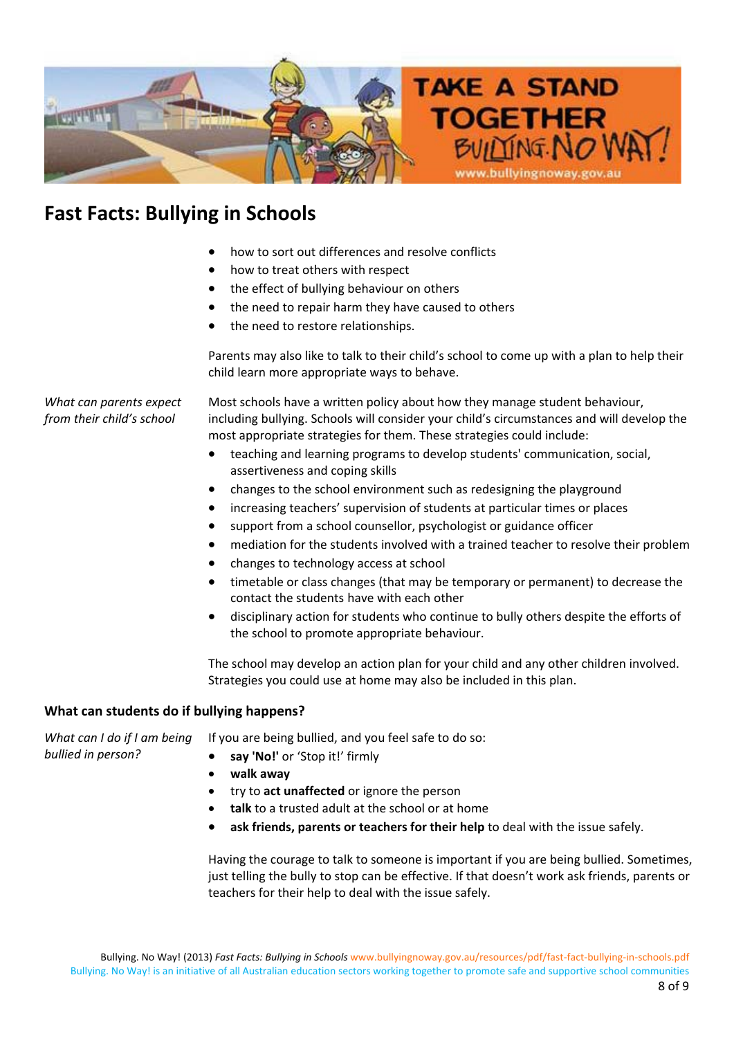# Fast Facts: Bullying in Schools

- how to sort out differences and resolve conflicts
- how to treat others with respect
- the effect of bullying behaviour on others
- the need to repair harm they have caused to others
- the need to restore relationships.

Parents may also like to talk to their child's school to come up with a plan to help their child learn more appropriate ways to behave.

*What can parents expect from their child's school*

Most schools have a written policy about how they manage student behaviour, including bullying. Schools will consider your child's circumstances and will develop the most appropriate strategies for them. These strategies could include:

- teaching and learning programs to develop students' communication, social, assertiveness and coping skills
- changes to the school environment such as redesigning the playground
- increasing teachers' supervision of students at particular times or places
- support from a school counsellor, psychologist or guidance officer
- mediation for the students involved with a trained teacher to resolve their problem
- changes to technology access at school
- timetable or class changes (that may be temporary or permanent) to decrease the contact the students have with each other
- disciplinary action for students who continue to bully others despite the efforts of the school to promote appropriate behaviour.

The school may develop an action plan for your child and any other children involved. Strategies you could use at home may also be included in this plan.

## What can students do if bullying happens?

*What can I do if I am being bullied in person?*

If you are being bullied, and you feel safe to do so:

- **say 'No!'** or 'Stop it!' firmly
- **walk away**
- try to **act unaffected** or ignore the person
- **talk** to a trusted adult at the school or at home
- **ask friends, parents or teachers for their help** to deal with the issue safely.

Having the courage to talk to someone is important if you are being bullied. Sometimes, just telling the bully to stop can be effective. If that doesn't work ask friends, parents or teachers for their help to deal with the issue safely.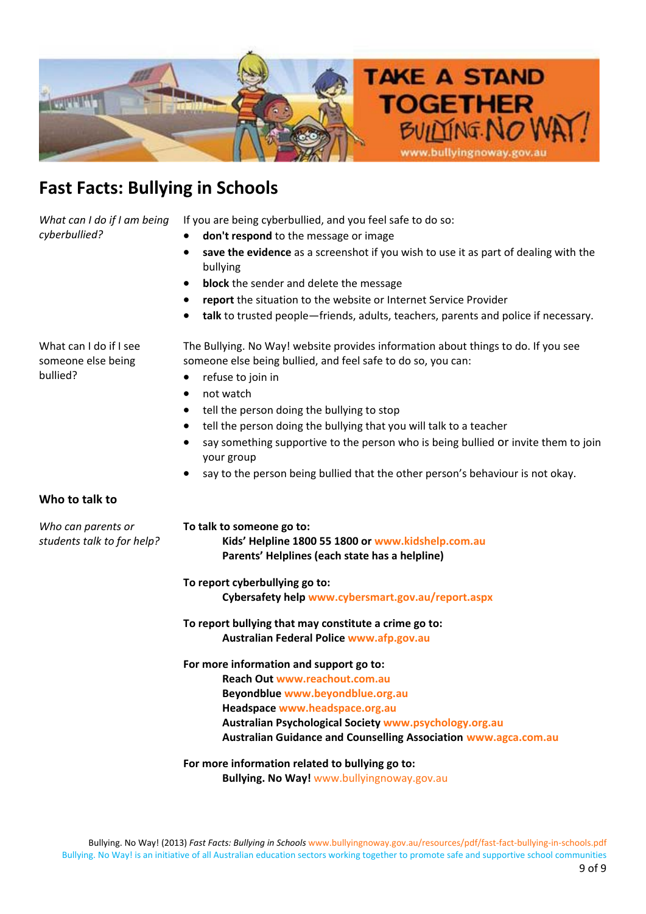# Fast Facts: Bullying in Schools

*What can I do if I am being cyberbullied?*

If you are being cyberbullied, and you feel safe to do so:

- **don't respond** to the message or image
- **save the evidence** as a screenshot if you wish to use it as part of dealing with the bullying
- **block** the sender and delete the message
- **report** the situation to the website or Internet Service Provider
- **talk** to trusted people—friends, adults, teachers, parents and police if necessary.

What can I do if I see someone else being bullied?

The Bullying. No Way! website provides information about things to do. If you see someone else being bullied, and feel safe to do so, you can:

- refuse to join in
- not watch
- tell the person doing the bullying to stop
- tell the person doing the bullying that you will talk to a teacher
- say something supportive to the person who is being bullied or invite them to join your group
- say to the person being bullied that the other person's behaviour is not okay.

## Who to talk to

*Who can parents or students talk to for help?*

**To talk to someone go to:**

**Kids' Helpline 1800 55 1800 or www.kidshelp.com.au**
**Parents' Helplines (each state has a helpline)**

**To report cyberbullying go to:**

**Cybersafety help www.cybersmart.gov.au/report.aspx**

**To report bullying that may constitute a crime go to:**

**Australian Federal Police www.afp.gov.au**

**For more information and support go to:**

**Reach Out www.reachout.com.au**
**Beyondblue www.beyondblue.org.au**
**Headspace www.headspace.org.au**
**Australian Psychological Society www.psychology.org.au**
**Australian Guidance and Counselling Association www.agca.com.au**

**For more information related to bullying go to:**

**Bullying. No Way!** www.bullyingnoway.gov.au

Bullying. No Way! (2013) *Fast Facts: Bullying in Schools* www.bullyingnoway.gov.au/resources/pdf/fast-fact-bullying-in-schools.pdf
Bullying. No Way! is an initiative of all Australian education sectors working together to promote safe and supportive school communities